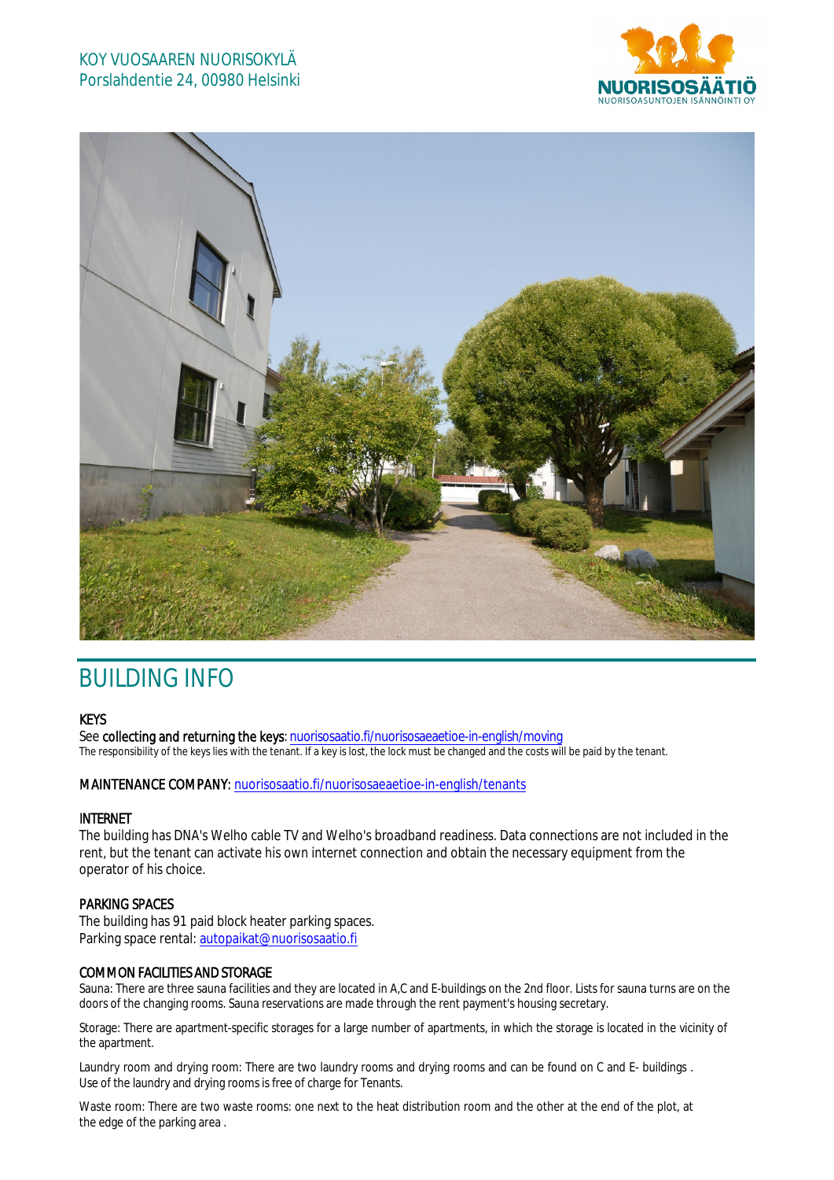KOY VUOSAAREN NUORISOKYLÄ
Porslahdentie 24, 00980 Helsinki

NUORISOSÄÄTIÖ
NUORISOASUNTOJEN ISÄNNÖINTI OY

# BUILDING INFO

### KEYS

See **collecting and returning the keys**: nuorisosaatio.fi/nuorisosaeaetioe-in-english/moving
The responsibility of the keys lies with the tenant. If a key is lost, the lock must be changed and the costs will be paid by the tenant.

**MAINTENANCE COMPANY**: nuorisosaatio.fi/nuorisosaeaetioe-in-english/tenants

### INTERNET

The building has DNA's Welho cable TV and Welho's broadband readiness. Data connections are not included in the rent, but the tenant can activate his own internet connection and obtain the necessary equipment from the operator of his choice.

### PARKING SPACES

The building has 91 paid block heater parking spaces.
Parking space rental: autopaikat@nuorisosaatio.fi

### COMMON FACILITIES AND STORAGE

Sauna: There are three sauna facilities and they are located in A,C and E-buildings on the 2nd floor. Lists for sauna turns are on the doors of the changing rooms. Sauna reservations are made through the rent payment's housing secretary.

Storage: There are apartment-specific storages for a large number of apartments, in which the storage is located in the vicinity of the apartment.

Laundry room and drying room: There are two laundry rooms and drying rooms and can be found on C and E- buildings .
Use of the laundry and drying rooms is free of charge for Tenants.

Waste room: There are two waste rooms: one next to the heat distribution room and the other at the end of the plot, at the edge of the parking area .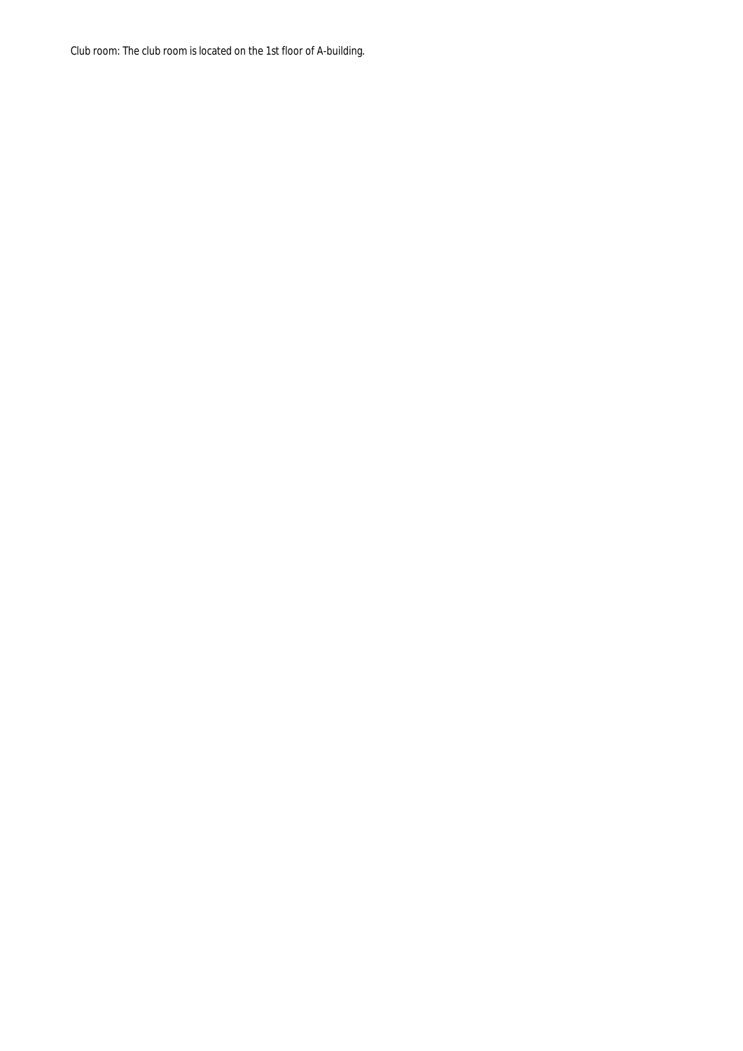Club room: The club room is located on the 1st floor of A-building.